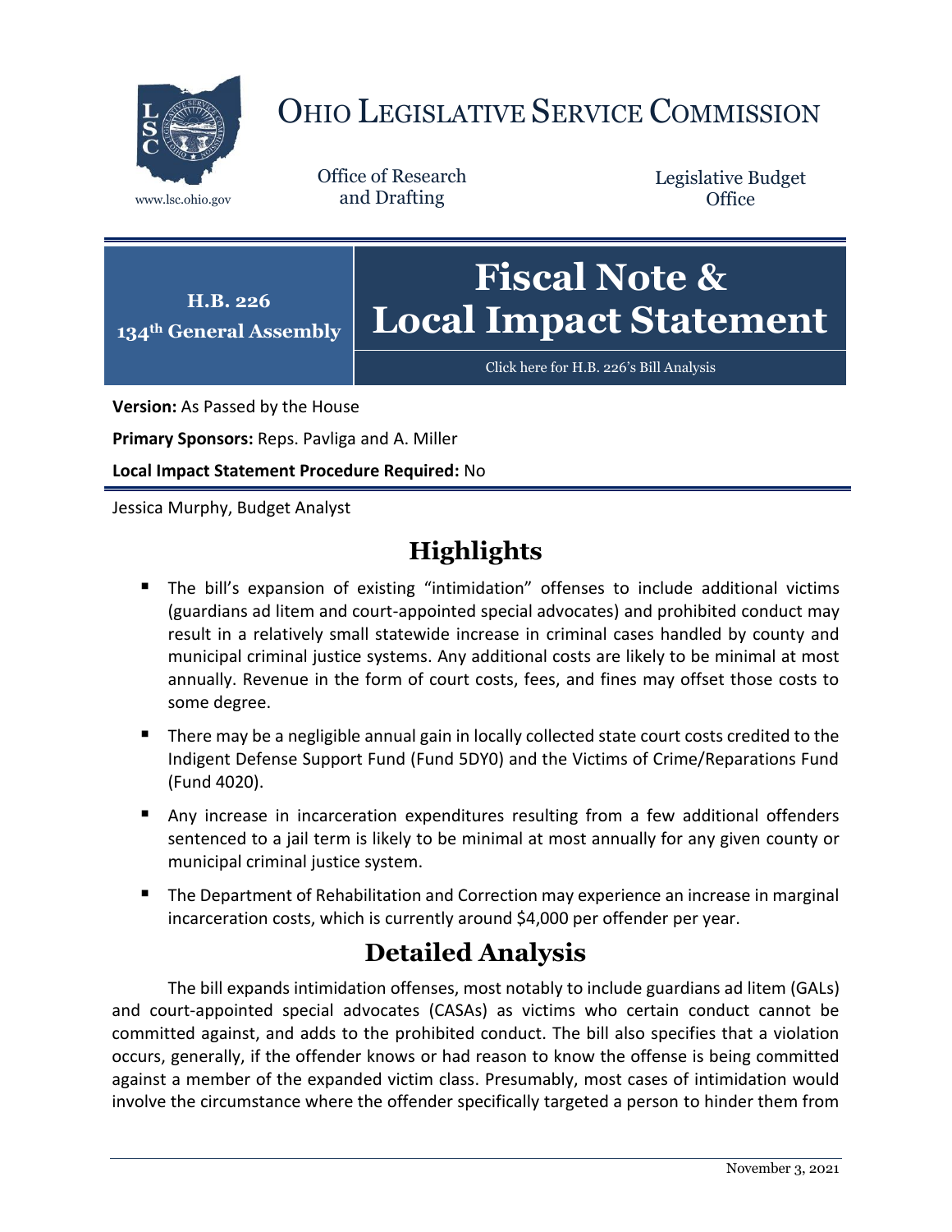# OHIO LEGISLATIVE SERVICE COMMISSION

www.lsc.ohio.gov

Office of Research and Drafting

Legislative Budget Office

**H.B. 226**
**134th General Assembly**

# Fiscal Note & Local Impact Statement

Click here for H.B. 226's Bill Analysis

**Version:** As Passed by the House

**Primary Sponsors:** Reps. Pavliga and A. Miller

**Local Impact Statement Procedure Required:** No

Jessica Murphy, Budget Analyst

## Highlights

- The bill's expansion of existing "intimidation" offenses to include additional victims (guardians ad litem and court-appointed special advocates) and prohibited conduct may result in a relatively small statewide increase in criminal cases handled by county and municipal criminal justice systems. Any additional costs are likely to be minimal at most annually. Revenue in the form of court costs, fees, and fines may offset those costs to some degree.
- There may be a negligible annual gain in locally collected state court costs credited to the Indigent Defense Support Fund (Fund 5DY0) and the Victims of Crime/Reparations Fund (Fund 4020).
- Any increase in incarceration expenditures resulting from a few additional offenders sentenced to a jail term is likely to be minimal at most annually for any given county or municipal criminal justice system.
- The Department of Rehabilitation and Correction may experience an increase in marginal incarceration costs, which is currently around $4,000 per offender per year.

## Detailed Analysis

The bill expands intimidation offenses, most notably to include guardians ad litem (GALs) and court-appointed special advocates (CASAs) as victims who certain conduct cannot be committed against, and adds to the prohibited conduct. The bill also specifies that a violation occurs, generally, if the offender knows or had reason to know the offense is being committed against a member of the expanded victim class. Presumably, most cases of intimidation would involve the circumstance where the offender specifically targeted a person to hinder them from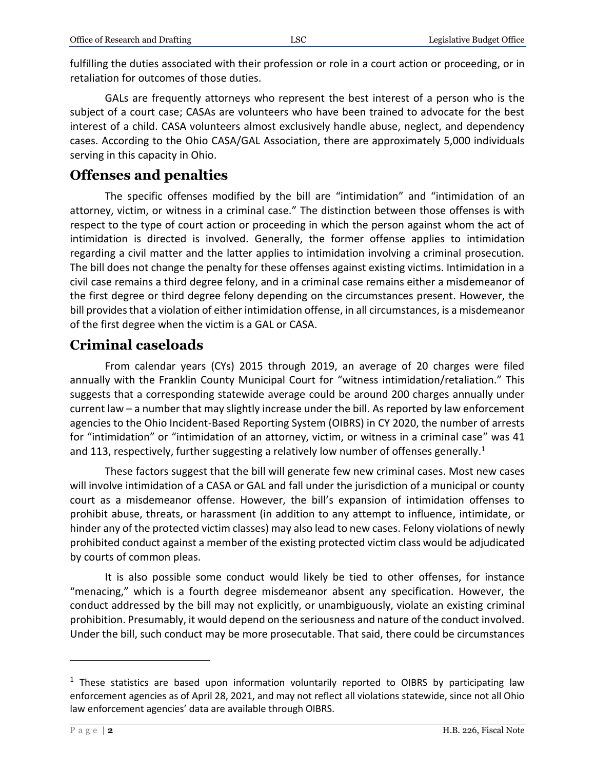fulfilling the duties associated with their profession or role in a court action or proceeding, or in retaliation for outcomes of those duties.

GALs are frequently attorneys who represent the best interest of a person who is the subject of a court case; CASAs are volunteers who have been trained to advocate for the best interest of a child. CASA volunteers almost exclusively handle abuse, neglect, and dependency cases. According to the Ohio CASA/GAL Association, there are approximately 5,000 individuals serving in this capacity in Ohio.

## Offenses and penalties

The specific offenses modified by the bill are "intimidation" and "intimidation of an attorney, victim, or witness in a criminal case." The distinction between those offenses is with respect to the type of court action or proceeding in which the person against whom the act of intimidation is directed is involved. Generally, the former offense applies to intimidation regarding a civil matter and the latter applies to intimidation involving a criminal prosecution. The bill does not change the penalty for these offenses against existing victims. Intimidation in a civil case remains a third degree felony, and in a criminal case remains either a misdemeanor of the first degree or third degree felony depending on the circumstances present. However, the bill provides that a violation of either intimidation offense, in all circumstances, is a misdemeanor of the first degree when the victim is a GAL or CASA.

## Criminal caseloads

From calendar years (CYs) 2015 through 2019, an average of 20 charges were filed annually with the Franklin County Municipal Court for "witness intimidation/retaliation." This suggests that a corresponding statewide average could be around 200 charges annually under current law – a number that may slightly increase under the bill. As reported by law enforcement agencies to the Ohio Incident-Based Reporting System (OIBRS) in CY 2020, the number of arrests for "intimidation" or "intimidation of an attorney, victim, or witness in a criminal case" was 41 and 113, respectively, further suggesting a relatively low number of offenses generally.[1]

These factors suggest that the bill will generate few new criminal cases. Most new cases will involve intimidation of a CASA or GAL and fall under the jurisdiction of a municipal or county court as a misdemeanor offense. However, the bill's expansion of intimidation offenses to prohibit abuse, threats, or harassment (in addition to any attempt to influence, intimidate, or hinder any of the protected victim classes) may also lead to new cases. Felony violations of newly prohibited conduct against a member of the existing protected victim class would be adjudicated by courts of common pleas.

It is also possible some conduct would likely be tied to other offenses, for instance "menacing," which is a fourth degree misdemeanor absent any specification. However, the conduct addressed by the bill may not explicitly, or unambiguously, violate an existing criminal prohibition. Presumably, it would depend on the seriousness and nature of the conduct involved. Under the bill, such conduct may be more prosecutable. That said, there could be circumstances

[1] These statistics are based upon information voluntarily reported to OIBRS by participating law enforcement agencies as of April 28, 2021, and may not reflect all violations statewide, since not all Ohio law enforcement agencies' data are available through OIBRS.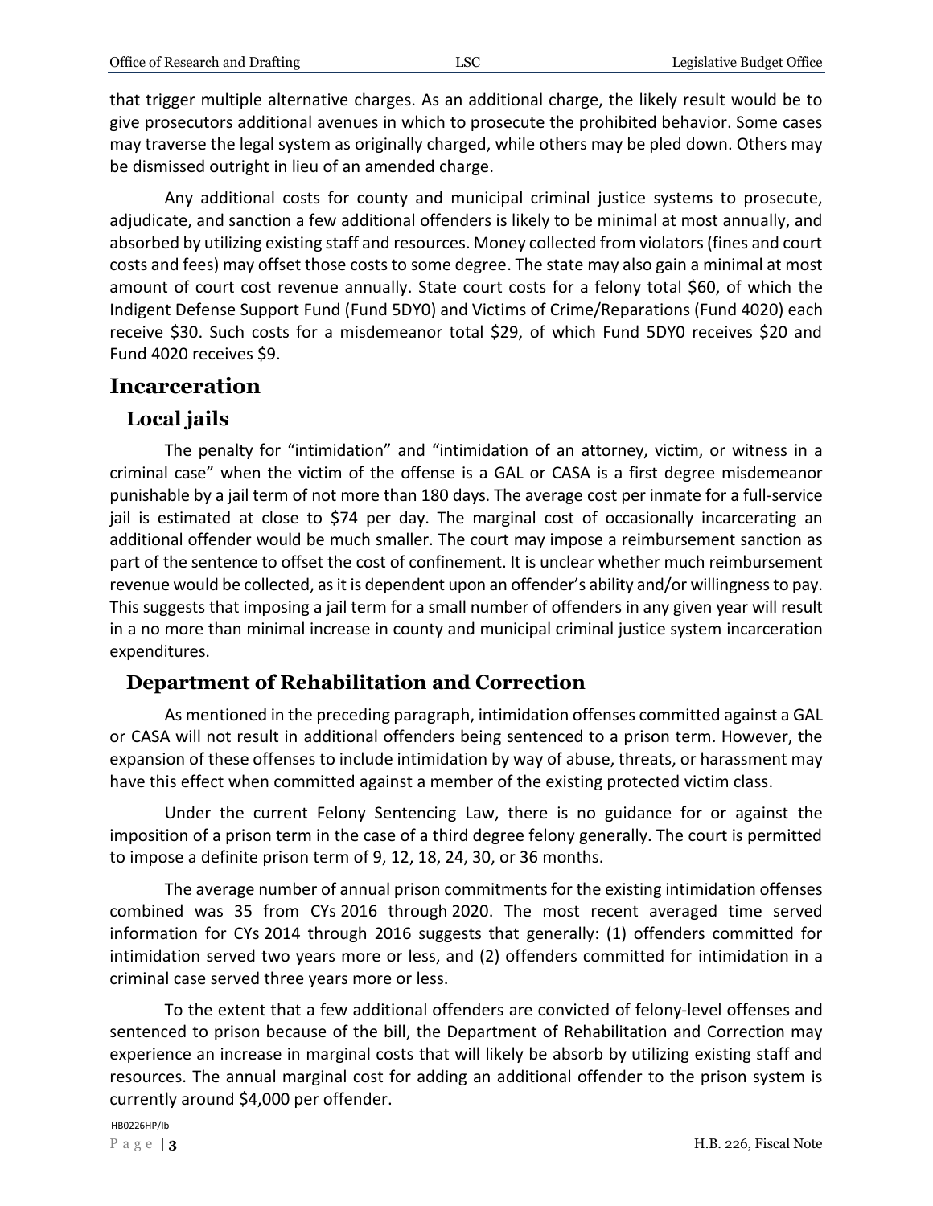that trigger multiple alternative charges. As an additional charge, the likely result would be to give prosecutors additional avenues in which to prosecute the prohibited behavior. Some cases may traverse the legal system as originally charged, while others may be pled down. Others may be dismissed outright in lieu of an amended charge.

Any additional costs for county and municipal criminal justice systems to prosecute, adjudicate, and sanction a few additional offenders is likely to be minimal at most annually, and absorbed by utilizing existing staff and resources. Money collected from violators (fines and court costs and fees) may offset those costs to some degree. The state may also gain a minimal at most amount of court cost revenue annually. State court costs for a felony total $60, of which the Indigent Defense Support Fund (Fund 5DY0) and Victims of Crime/Reparations (Fund 4020) each receive $30. Such costs for a misdemeanor total $29, of which Fund 5DY0 receives $20 and Fund 4020 receives $9.

## Incarceration

### Local jails

The penalty for "intimidation" and "intimidation of an attorney, victim, or witness in a criminal case" when the victim of the offense is a GAL or CASA is a first degree misdemeanor punishable by a jail term of not more than 180 days. The average cost per inmate for a full-service jail is estimated at close to $74 per day. The marginal cost of occasionally incarcerating an additional offender would be much smaller. The court may impose a reimbursement sanction as part of the sentence to offset the cost of confinement. It is unclear whether much reimbursement revenue would be collected, as it is dependent upon an offender's ability and/or willingness to pay. This suggests that imposing a jail term for a small number of offenders in any given year will result in a no more than minimal increase in county and municipal criminal justice system incarceration expenditures.

### Department of Rehabilitation and Correction

As mentioned in the preceding paragraph, intimidation offenses committed against a GAL or CASA will not result in additional offenders being sentenced to a prison term. However, the expansion of these offenses to include intimidation by way of abuse, threats, or harassment may have this effect when committed against a member of the existing protected victim class.

Under the current Felony Sentencing Law, there is no guidance for or against the imposition of a prison term in the case of a third degree felony generally. The court is permitted to impose a definite prison term of 9, 12, 18, 24, 30, or 36 months.

The average number of annual prison commitments for the existing intimidation offenses combined was 35 from CYs 2016 through 2020. The most recent averaged time served information for CYs 2014 through 2016 suggests that generally: (1) offenders committed for intimidation served two years more or less, and (2) offenders committed for intimidation in a criminal case served three years more or less.

To the extent that a few additional offenders are convicted of felony-level offenses and sentenced to prison because of the bill, the Department of Rehabilitation and Correction may experience an increase in marginal costs that will likely be absorb by utilizing existing staff and resources. The annual marginal cost for adding an additional offender to the prison system is currently around $4,000 per offender.